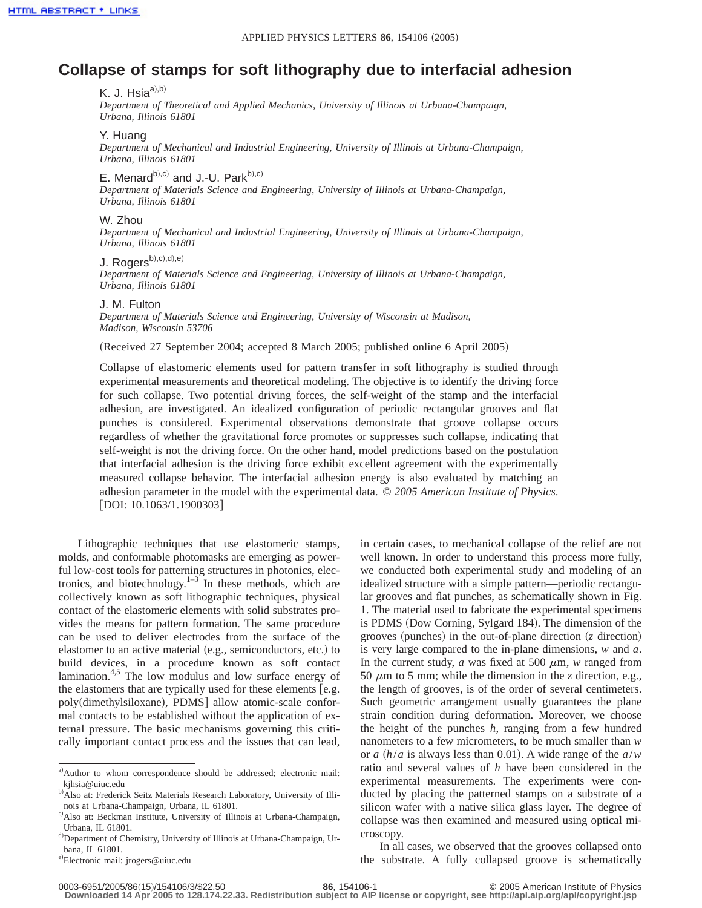# Collapse of stamps for soft lithography due to interfacial adhesion

K. J. Hsia[a),b)]
*Department of Theoretical and Applied Mechanics, University of Illinois at Urbana-Champaign, Urbana, Illinois 61801*

Y. Huang
*Department of Mechanical and Industrial Engineering, University of Illinois at Urbana-Champaign, Urbana, Illinois 61801*

E. Menard[b),c)] and J.-U. Park[b),c)]
*Department of Materials Science and Engineering, University of Illinois at Urbana-Champaign, Urbana, Illinois 61801*

W. Zhou
*Department of Mechanical and Industrial Engineering, University of Illinois at Urbana-Champaign, Urbana, Illinois 61801*

J. Rogers[b),c),d),e)]
*Department of Materials Science and Engineering, University of Illinois at Urbana-Champaign, Urbana, Illinois 61801*

J. M. Fulton
*Department of Materials Science and Engineering, University of Wisconsin at Madison, Madison, Wisconsin 53706*

(Received 27 September 2004; accepted 8 March 2005; published online 6 April 2005)

Collapse of elastomeric elements used for pattern transfer in soft lithography is studied through experimental measurements and theoretical modeling. The objective is to identify the driving force for such collapse. Two potential driving forces, the self-weight of the stamp and the interfacial adhesion, are investigated. An idealized configuration of periodic rectangular grooves and flat punches is considered. Experimental observations demonstrate that groove collapse occurs regardless of whether the gravitational force promotes or suppresses such collapse, indicating that self-weight is not the driving force. On the other hand, model predictions based on the postulation that interfacial adhesion is the driving force exhibit excellent agreement with the experimentally measured collapse behavior. The interfacial adhesion energy is also evaluated by matching an adhesion parameter in the model with the experimental data. © *2005 American Institute of Physics*. [DOI: 10.1063/1.1900303]

Lithographic techniques that use elastomeric stamps, molds, and conformable photomasks are emerging as powerful low-cost tools for patterning structures in photonics, electronics, and biotechnology.[1–3] In these methods, which are collectively known as soft lithographic techniques, physical contact of the elastomeric elements with solid substrates provides the means for pattern formation. The same procedure can be used to deliver electrodes from the surface of the elastomer to an active material (e.g., semiconductors, etc.) to build devices, in a procedure known as soft contact lamination.[4,5] The low modulus and low surface energy of the elastomers that are typically used for these elements [e.g. poly(dimethylsiloxane), PDMS] allow atomic-scale conformal contacts to be established without the application of external pressure. The basic mechanisms governing this critically important contact process and the issues that can lead, in certain cases, to mechanical collapse of the relief are not well known. In order to understand this process more fully, we conducted both experimental study and modeling of an idealized structure with a simple pattern—periodic rectangular grooves and flat punches, as schematically shown in Fig. 1. The material used to fabricate the experimental specimens is PDMS (Dow Corning, Sylgard 184). The dimension of the grooves (punches) in the out-of-plane direction ($z$ direction) is very large compared to the in-plane dimensions, $w$ and $a$. In the current study, $a$ was fixed at 500 $\mu$m, $w$ ranged from 50 $\mu$m to 5 mm; while the dimension in the $z$ direction, e.g., the length of grooves, is of the order of several centimeters. Such geometric arrangement usually guarantees the plane strain condition during deformation. Moreover, we choose the height of the punches $h$, ranging from a few hundred nanometers to a few micrometers, to be much smaller than $w$ or $a$ ($h/a$ is always less than 0.01). A wide range of the $a/w$ ratio and several values of $h$ have been considered in the experimental measurements. The experiments were conducted by placing the patterned stamps on a substrate of a silicon wafer with a native silica glass layer. The degree of collapse was then examined and measured using optical microscopy.

In all cases, we observed that the grooves collapsed onto the substrate. A fully collapsed groove is schematically

[a)] Author to whom correspondence should be addressed; electronic mail: kjhsia@uiuc.edu
[b)] Also at: Frederick Seitz Materials Research Laboratory, University of Illinois at Urbana-Champaign, Urbana, IL 61801.
[c)] Also at: Beckman Institute, University of Illinois at Urbana-Champaign, Urbana, IL 61801.
[d)] Department of Chemistry, University of Illinois at Urbana-Champaign, Urbana, IL 61801.
[e)] Electronic mail: jrogers@uiuc.edu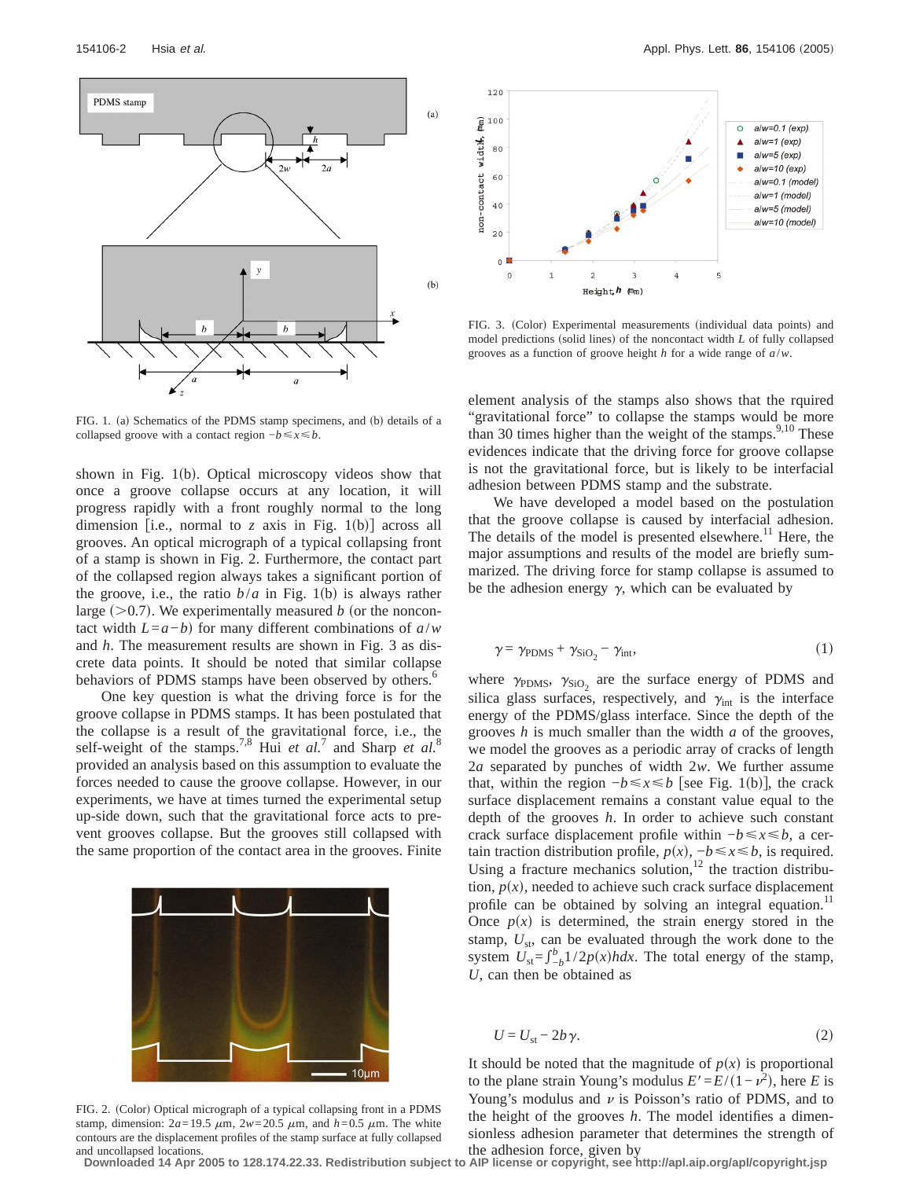FIG. 1. (a) Schematics of the PDMS stamp specimens, and (b) details of a collapsed groove with a contact region $-b \leq x \leq b$.

shown in Fig. 1(b). Optical microscopy videos show that once a groove collapse occurs at any location, it will progress rapidly with a front roughly normal to the long dimension [i.e., normal to $z$ axis in Fig. 1(b)] across all grooves. An optical micrograph of a typical collapsing front of a stamp is shown in Fig. 2. Furthermore, the contact part of the collapsed region always takes a significant portion of the groove, i.e., the ratio $b/a$ in Fig. 1(b) is always rather large ($>0.7$). We experimentally measured $b$ (or the noncontact width $L=a-b$) for many different combinations of $a/w$ and $h$. The measurement results are shown in Fig. 3 as discrete data points. It should be noted that similar collapse behaviors of PDMS stamps have been observed by others.[6]

One key question is what the driving force is for the groove collapse in PDMS stamps. It has been postulated that the collapse is a result of the gravitational force, i.e., the self-weight of the stamps.[7,8] Hui *et al.*[7] and Sharp *et al.*[8] provided an analysis based on this assumption to evaluate the forces needed to cause the groove collapse. However, in our experiments, we have at times turned the experimental setup up-side down, such that the gravitational force acts to prevent grooves collapse. But the grooves still collapsed with the same proportion of the contact area in the grooves. Finite element analysis of the stamps also shows that the rquired "gravitational force" to collapse the stamps would be more than 30 times higher than the weight of the stamps.[9,10] These evidences indicate that the driving force for groove collapse is not the gravitational force, but is likely to be interfacial adhesion between PDMS stamp and the substrate.

FIG. 2. (Color) Optical micrograph of a typical collapsing front in a PDMS stamp, dimension: $2a=19.5$ $\mu$m, $2w=20.5$ $\mu$m, and $h=0.5$ $\mu$m. The white contours are the displacement profiles of the stamp surface at fully collapsed and uncollapsed locations.

FIG. 3. (Color) Experimental measurements (individual data points) and model predictions (solid lines) of the noncontact width $L$ of fully collapsed grooves as a function of groove height $h$ for a wide range of $a/w$.

We have developed a model based on the postulation that the groove collapse is caused by interfacial adhesion. The details of the model is presented elsewhere.[11] Here, the major assumptions and results of the model are briefly summarized. The driving force for stamp collapse is assumed to be the adhesion energy $\gamma$, which can be evaluated by

$$\gamma = \gamma_{\mathrm{PDMS}} + \gamma_{\mathrm{SiO_2}} - \gamma_{\mathrm{int}}, \tag{1}$$

where $\gamma_{\mathrm{PDMS}}$, $\gamma_{\mathrm{SiO_2}}$ are the surface energy of PDMS and silica glass surfaces, respectively, and $\gamma_{\mathrm{int}}$ is the interface energy of the PDMS/glass interface. Since the depth of the grooves $h$ is much smaller than the width $a$ of the grooves, we model the grooves as a periodic array of cracks of length $2a$ separated by punches of width $2w$. We further assume that, within the region $-b \leq x \leq b$ [see Fig. 1(b)], the crack surface displacement remains a constant value equal to the depth of the grooves $h$. In order to achieve such constant crack surface displacement profile within $-b \leq x \leq b$, a certain traction distribution profile, $p(x)$, $-b \leq x \leq b$, is required. Using a fracture mechanics solution,[12] the traction distribution, $p(x)$, needed to achieve such crack surface displacement profile can be obtained by solving an integral equation.[11] Once $p(x)$ is determined, the strain energy stored in the stamp, $U_{\mathrm{st}}$, can be evaluated through the work done to the system $U_{\mathrm{st}} = \int_{-b}^{b} 1/2 p(x) h dx$. The total energy of the stamp, $U$, can then be obtained as

$$U = U_{\mathrm{st}} - 2b\gamma. \tag{2}$$

It should be noted that the magnitude of $p(x)$ is proportional to the plane strain Young's modulus $E' = E/(1-\nu^2)$, here $E$ is Young's modulus and $\nu$ is Poisson's ratio of PDMS, and to the height of the grooves $h$. The model identifies a dimensionless adhesion parameter that determines the strength of the adhesion force, given by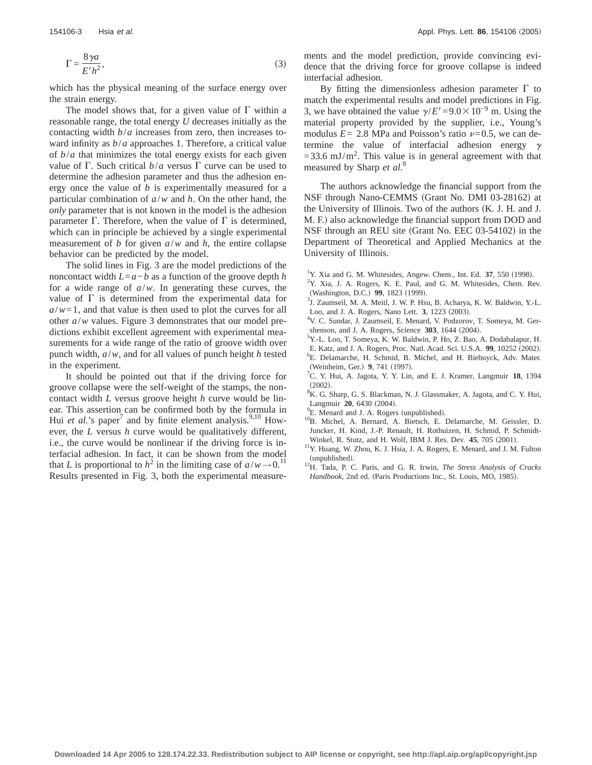$$\Gamma = \frac{8\gamma a}{E' h^2}, \tag{3}$$

which has the physical meaning of the surface energy over the strain energy.

The model shows that, for a given value of $\Gamma$ within a reasonable range, the total energy $U$ decreases initially as the contacting width $b/a$ increases from zero, then increases toward infinity as $b/a$ approaches 1. Therefore, a critical value of $b/a$ that minimizes the total energy exists for each given value of $\Gamma$. Such critical $b/a$ versus $\Gamma$ curve can be used to determine the adhesion parameter and thus the adhesion energy once the value of $b$ is experimentally measured for a particular combination of $a/w$ and $h$. On the other hand, the *only* parameter that is not known in the model is the adhesion parameter $\Gamma$. Therefore, when the value of $\Gamma$ is determined, which can in principle be achieved by a single experimental measurement of $b$ for given $a/w$ and $h$, the entire collapse behavior can be predicted by the model.

The solid lines in Fig. 3 are the model predictions of the noncontact width $L=a-b$ as a function of the groove depth $h$ for a wide range of $a/w$. In generating these curves, the value of $\Gamma$ is determined from the experimental data for $a/w=1$, and that value is then used to plot the curves for all other $a/w$ values. Figure 3 demonstrates that our model predictions exhibit excellent agreement with experimental measurements for a wide range of the ratio of groove width over punch width, $a/w$, and for all values of punch height $h$ tested in the experiment.

It should be pointed out that if the driving force for groove collapse were the self-weight of the stamps, the noncontact width $L$ versus groove height $h$ curve would be linear. This assertion can be confirmed both by the formula in Hui *et al.*'s paper[7] and by finite element analysis.[9,10] However, the $L$ versus $h$ curve would be qualitatively different, i.e., the curve would be nonlinear if the driving force is interfacial adhesion. In fact, it can be shown from the model that $L$ is proportional to $h^2$ in the limiting case of $a/w \rightarrow 0$.[11] Results presented in Fig. 3, both the experimental measurements and the model prediction, provide convincing evidence that the driving force for groove collapse is indeed interfacial adhesion.

By fitting the dimensionless adhesion parameter $\Gamma$ to match the experimental results and model predictions in Fig. 3, we have obtained the value $\gamma/E' = 9.0 \times 10^{-9}$ m. Using the material property provided by the supplier, i.e., Young's modulus $E = 2.8$ MPa and Poisson's ratio $\nu=0.5$, we can determine the value of interfacial adhesion energy $\gamma = 33.6$ mJ/m$^2$. This value is in general agreement with that measured by Sharp *et al.*[8]

The authors acknowledge the financial support from the NSF through Nano-CEMMS (Grant No. DMI 03-28162) at the University of Illinois. Two of the authors (K. J. H. and J. M. F.) also acknowledge the financial support from DOD and NSF through an REU site (Grant No. EEC 03-54102) in the Department of Theoretical and Applied Mechanics at the University of Illinois.

[1] Y. Xia and G. M. Whitesides, Angew. Chem., Int. Ed. **37**, 550 (1998).
[2] Y. Xia, J. A. Rogers, K. E. Paul, and G. M. Whitesides, Chem. Rev. (Washington, D.C.) **99**, 1823 (1999).
[3] J. Zaumseil, M. A. Meitl, J. W. P. Hsu, B. Acharya, K. W. Baldwin, Y.-L. Loo, and J. A. Rogers, Nano Lett. **3**, 1223 (2003).
[4] V. C. Sundar, J. Zaumseil, E. Menard, V. Podzorov, T. Someya, M. Gershenson, and J. A. Rogers, Science **303**, 1644 (2004).
[5] Y.-L. Loo, T. Someya, K. W. Baldwin, P. Ho, Z. Bao, A. Dodabalapur, H. E. Katz, and J. A. Rogers, Proc. Natl. Acad. Sci. U.S.A. **99**, 10252 (2002).
[6] E. Delamarche, H. Schmid, B. Michel, and H. Biebuyck, Adv. Mater. (Weinheim, Ger.) **9**, 741 (1997).
[7] C. Y. Hui, A. Jagota, Y. Y. Lin, and E. J. Kramer, Langmuir **18**, 1394 (2002).
[8] K. G. Sharp, G. S. Blackman, N. J. Glassmaker, A. Jagota, and C. Y. Hui, Langmuir **20**, 6430 (2004).
[9] E. Menard and J. A. Rogers (unpublished).
[10] B. Michel, A. Bernard, A. Bietsch, E. Delamarche, M. Geissler, D. Juncker, H. Kind, J.-P. Renault, H. Rothuizen, H. Schmid, P. Schmidt-Winkel, R. Stutz, and H. Wolf, IBM J. Res. Dev. **45**, 705 (2001).
[11] Y. Huang, W. Zhou, K. J. Hsia, J. A. Rogers, E. Menard, and J. M. Fulton (unpublished).
[12] H. Tada, P. C. Paris, and G. R. Irwin, *The Stress Analysis of Cracks Handbook*, 2nd ed. (Paris Productions Inc., St. Louis, MO, 1985).